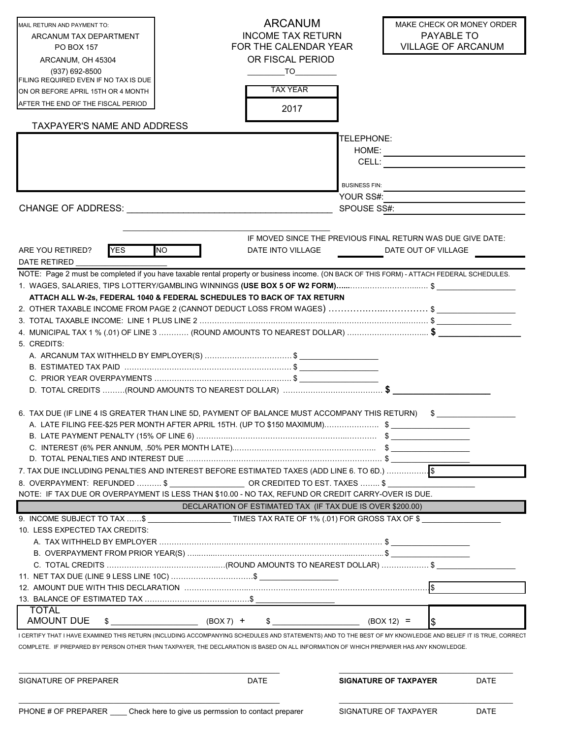MAIL RETURN AND PAYMENT TO:
ARCANUM TAX DEPARTMENT
PO BOX 157
ARCANUM, OH 45304
(937) 692-8500
FILING REQUIRED EVEN IF NO TAX IS DUE
ON OR BEFORE APRIL 15TH OR 4 MONTH
AFTER THE END OF THE FISCAL PERIOD

# ARCANUM

## INCOME TAX RETURN FOR THE CALENDAR YEAR OR FISCAL PERIOD

________TO_________

| TAX YEAR |
|---|
| 2017 |

MAKE CHECK OR MONEY ORDER PAYABLE TO VILLAGE OF ARCANUM

TAXPAYER'S NAME AND ADDRESS

TELEPHONE:
HOME: ____________
CELL: ____________

BUSINESS FIN: ____________
YOUR SS#: ____________
SPOUSE SS#: ____________

CHANGE OF ADDRESS: ________________________________________

IF MOVED SINCE THE PREVIOUS FINAL RETURN WAS DUE GIVE DATE:

ARE YOU RETIRED? YES NO

DATE INTO VILLAGE __________ DATE OUT OF VILLAGE __________

DATE RETIRED ____________________

NOTE: Page 2 must be completed if you have taxable rental property or business income. (ON BACK OF THIS FORM) - ATTACH FEDERAL SCHEDULES.

1. WAGES, SALARIES, TIPS LOTTERY/GAMBLING WINNINGS **(USE BOX 5 OF W2 FORM)......** $ __________

**ATTACH ALL W-2s, FEDERAL 1040 & FEDERAL SCHEDULES TO BACK OF TAX RETURN**

2. OTHER TAXABLE INCOME FROM PAGE 2 (CANNOT DEDUCT LOSS FROM WAGES) ................ $ __________
3. TOTAL TAXABLE INCOME: LINE 1 PLUS LINE 2 ................ $ __________
4. MUNICIPAL TAX 1 % (.01) OF LINE 3 ........... (ROUND AMOUNTS TO NEAREST DOLLAR) ................ **$** __________
5. CREDITS:
   - A. ARCANUM TAX WITHHELD BY EMPLOYER(S) ................ $ __________
   - B. ESTIMATED TAX PAID ................ $ __________
   - C. PRIOR YEAR OVERPAYMENTS ................ $ __________
   - D. TOTAL CREDITS .........(ROUND AMOUNTS TO NEAREST DOLLAR) ................ **$** __________

6. TAX DUE (IF LINE 4 IS GREATER THAN LINE 5D, PAYMENT OF BALANCE MUST ACCOMPANY THIS RETURN) $ __________
   - A. LATE FILING FEE-$25 PER MONTH AFTER APRIL 15TH. (UP TO $150 MAXIMUM)................ $ __________
   - B. LATE PAYMENT PENALTY (15% OF LINE 6) ................ $ __________
   - C. INTEREST (6% PER ANNUM, .50% PER MONTH LATE)................ $ __________
   - D. TOTAL PENALTIES AND INTEREST DUE ................ $ __________
7. TAX DUE INCLUDING PENALTIES AND INTEREST BEFORE ESTIMATED TAXES (ADD LINE 6. TO 6D.) ................ $ __________
8. OVERPAYMENT: REFUNDED .......... $ __________ OR CREDITED TO EST. TAXES ........ $ __________

NOTE: IF TAX DUE OR OVERPAYMENT IS LESS THAN $10.00 - NO TAX, REFUND OR CREDIT CARRY-OVER IS DUE.

## DECLARATION OF ESTIMATED TAX (IF TAX DUE IS OVER $200.00)

9. INCOME SUBJECT TO TAX ......$ __________ TIMES TAX RATE OF 1% (.01) FOR GROSS TAX OF $ __________
10. LESS EXPECTED TAX CREDITS:
    - A. TAX WITHHELD BY EMPLOYER ................ $ __________
    - B. OVERPAYMENT FROM PRIOR YEAR(S) ................ $ __________
    - C. TOTAL CREDITS ................(ROUND AMOUNTS TO NEAREST DOLLAR) ................ $ __________
11. NET TAX DUE (LINE 9 LESS LINE 10C) ................ $ __________
12. AMOUNT DUE WITH THIS DECLARATION ................ $ __________
13. BALANCE OF ESTIMATED TAX ................ $ __________

TOTAL AMOUNT DUE $ __________ (BOX 7) + $ __________ (BOX 12) = $ __________

I CERTIFY THAT I HAVE EXAMINED THIS RETURN (INCLUDING ACCOMPANYING SCHEDULES AND STATEMENTS) AND TO THE BEST OF MY KNOWLEDGE AND BELIEF IT IS TRUE, CORRECT COMPLETE. IF PREPARED BY PERSON OTHER THAN TAXPAYER, THE DECLARATION IS BASED ON ALL INFORMATION OF WHICH PREPARER HAS ANY KNOWLEDGE.

| SIGNATURE OF PREPARER | DATE | **SIGNATURE OF TAXPAYER** | DATE |
|---|---|---|---|
| PHONE # OF PREPARER ____ Check here to give us permssion to contact preparer | | SIGNATURE OF TAXPAYER | DATE |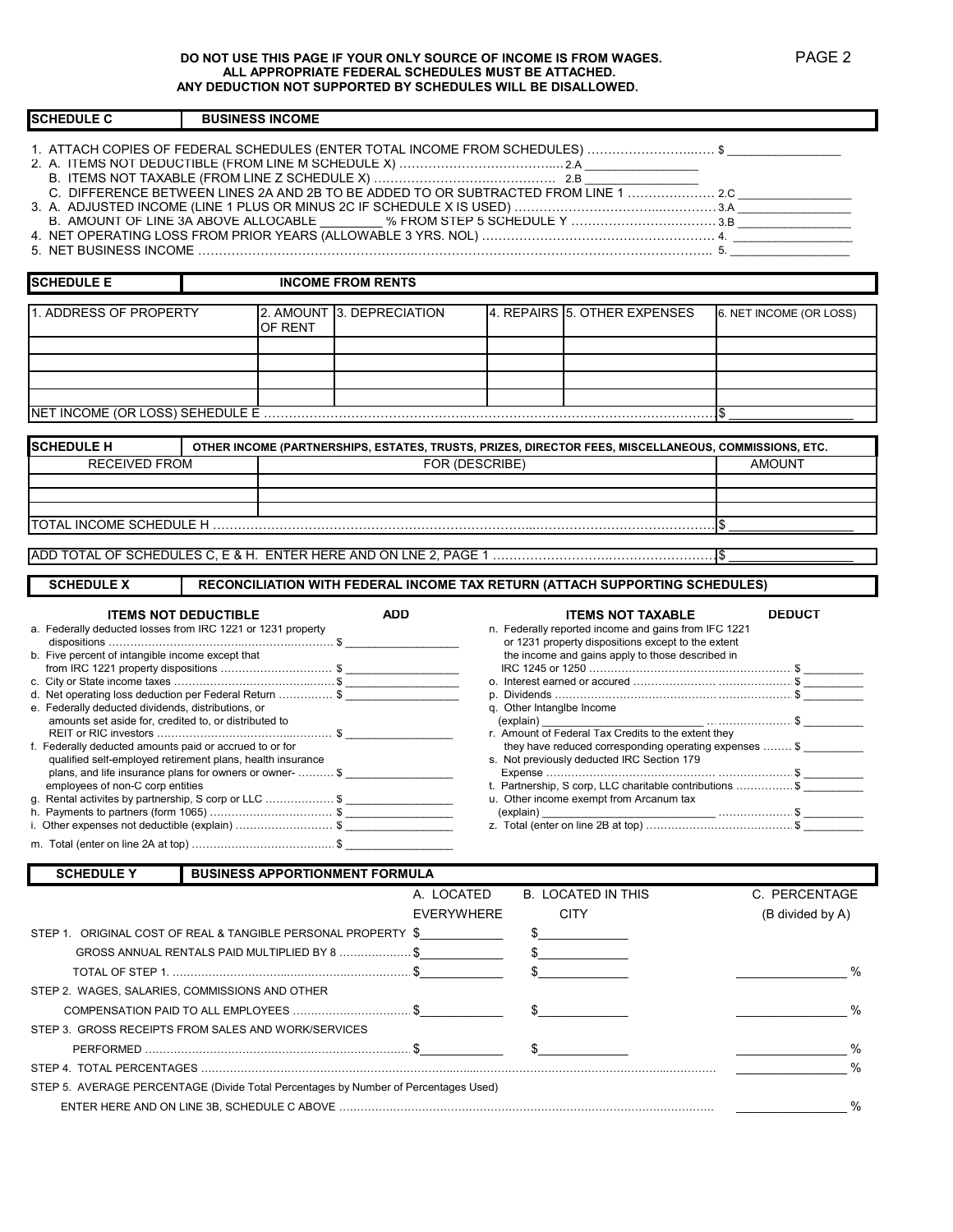**DO NOT USE THIS PAGE IF YOUR ONLY SOURCE OF INCOME IS FROM WAGES.**
**ALL APPROPRIATE FEDERAL SCHEDULES MUST BE ATTACHED.**
**ANY DEDUCTION NOT SUPPORTED BY SCHEDULES WILL BE DISALLOWED.**

## SCHEDULE C — BUSINESS INCOME

1. ATTACH COPIES OF FEDERAL SCHEDULES (ENTER TOTAL INCOME FROM SCHEDULES) ………………………… $ ________________
2. A. ITEMS NOT DEDUCTIBLE (FROM LINE M SCHEDULE X) ……………………………….. 2.A ________________
   B. ITEMS NOT TAXABLE (FROM LINE Z SCHEDULE X) ………………………………… 2.B ________________
   C. DIFFERENCE BETWEEN LINES 2A AND 2B TO BE ADDED TO OR SUBTRACTED FROM LINE 1 ………………… 2.C ________________
3. A. ADJUSTED INCOME (LINE 1 PLUS OR MINUS 2C IF SCHEDULE X IS USED) ………………………………… 3.A ________________
   B. AMOUNT OF LINE 3A ABOVE ALLOCABLE ________ % FROM STEP 5 SCHEDULE Y ……………………………… 3.B ________________
4. NET OPERATING LOSS FROM PRIOR YEARS (ALLOWABLE 3 YRS. NOL) ……………………………………………… 4. ________________
5. NET BUSINESS INCOME …………………………………………………………………………………………………… 5. ________________

## SCHEDULE E — INCOME FROM RENTS

| 1. ADDRESS OF PROPERTY | 2. AMOUNT OF RENT | 3. DEPRECIATION | 4. REPAIRS | 5. OTHER EXPENSES | 6. NET INCOME (OR LOSS) |
|---|---|---|---|---|---|
| | | | | | |
| | | | | | |
| | | | | | |
| | | | | | |
| NET INCOME (OR LOSS) SEHEDULE E ……………………… | | | | | $ |

## SCHEDULE H — OTHER INCOME (PARTNERSHIPS, ESTATES, TRUSTS, PRIZES, DIRECTOR FEES, MISCELLANEOUS, COMMISSIONS, ETC.

| RECEIVED FROM | FOR (DESCRIBE) | AMOUNT |
|---|---|---|
| | | |
| | | |
| | | |
| TOTAL INCOME SCHEDULE H ……………………… | | $ |

ADD TOTAL OF SCHEDULES C, E & H. ENTER HERE AND ON LNE 2, PAGE 1 ……………………………………… $ ________________

## SCHEDULE X — RECONCILIATION WITH FEDERAL INCOME TAX RETURN (ATTACH SUPPORTING SCHEDULES)

**ITEMS NOT DEDUCTIBLE — ADD**

a. Federally deducted losses from IRC 1221 or 1231 property dispositions ……………………………… $ ________________
b. Five percent of intangible income except that from IRC 1221 property dispositions ………………… $ ________________
c. City or State income taxes ……………………………… $ ________________
d. Net operating loss deduction per Federal Return …………… $ ________________
e. Federally deducted dividends, distributions, or amounts set aside for, credited to, or distributed to REIT or RIC investors …………………………… $ ________________
f. Federally deducted amounts paid or accrued to or for qualified self-employed retirement plans, health insurance plans, and life insurance plans for owners or owner- employees of non-C corp entities ………… $ ________________
g. Rental activites by partnership, S corp or LLC ………………… $ ________________
h. Payments to partners (form 1065) …………………………… $ ________________
i. Other expenses not deductible (explain) ……………………… $ ________________
m. Total (enter on line 2A at top) ………………………………… $ ________________

**ITEMS NOT TAXABLE — DEDUCT**

n. Federally reported income and gains from IFC 1221 or 1231 property dispositions except to the extent the income and gains apply to those described in IRC 1245 or 1250 ……………………………… $ _________
o. Interest earned or accured ……………………………… $ _________
p. Dividends ……………………………………………… $ _________
q. Other Intanglbe Income (explain) ____________________ ………………… $ _________
r. Amount of Federal Tax Credits to the extent they they have reduced corresponding operating expenses ……… $ _________
s. Not previously deducted IRC Section 179 Expense ……………………………………………… $ _________
t. Partnership, S corp, LLC charitable contributions ……………… $ _________
u. Other income exempt from Arcanum tax (explain) ____________________ ………………… $ _________
z. Total (enter on line 2B at top) ………………………………… $ _________

## SCHEDULE Y — BUSINESS APPORTIONMENT FORMULA

| | A. LOCATED EVERYWHERE | B. LOCATED IN THIS CITY | C. PERCENTAGE (B divided by A) |
|---|---|---|---|
| STEP 1. ORIGINAL COST OF REAL & TANGIBLE PERSONAL PROPERTY | $ | $ | |
| GROSS ANNUAL RENTALS PAID MULTIPLIED BY 8 ……………… | $ | $ | |
| TOTAL OF STEP 1. ……………………………… | $ | $ | % |
| STEP 2. WAGES, SALARIES, COMMISSIONS AND OTHER COMPENSATION PAID TO ALL EMPLOYEES ……………… | $ | $ | % |
| STEP 3. GROSS RECEIPTS FROM SALES AND WORK/SERVICES PERFORMED ……………………………… | $ | $ | % |
| STEP 4. TOTAL PERCENTAGES ……………………………… | | | % |
| STEP 5. AVERAGE PERCENTAGE (Divide Total Percentages by Number of Percentages Used) ENTER HERE AND ON LINE 3B, SCHEDULE C ABOVE ……… | | | % |